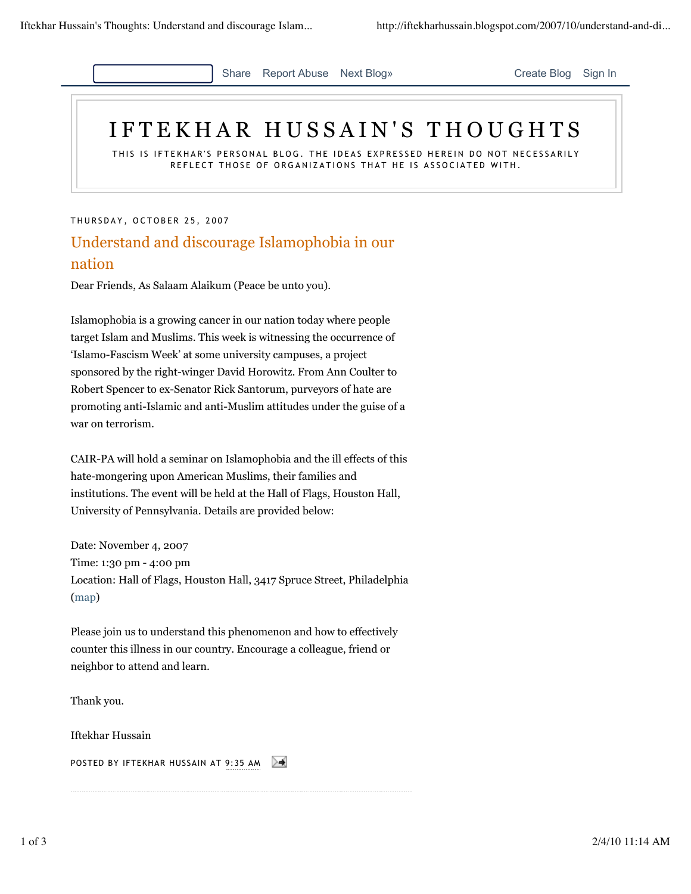# IFTEKHAR HUSSAIN'S THOUGHTS

THIS IS IFTEKHAR'S PERSONAL BLOG. THE IDEAS EXPRESSED HEREIN DO NOT NECESSARILY REFLECT THOSE OF ORGANIZATIONS THAT HE IS ASSOCIATED WITH.

THURSDAY, OCTOBER 25, 2007

## Understand and discourage Islamophobia in our nation

Dear Friends, As Salaam Alaikum (Peace be unto you).

Islamophobia is a growing cancer in our nation today where people target Islam and Muslims. This week is witnessing the occurrence of 'Islamo-Fascism Week' at some university campuses, a project sponsored by the right-winger David Horowitz. From Ann Coulter to Robert Spencer to ex-Senator Rick Santorum, purveyors of hate are promoting anti-Islamic and anti-Muslim attitudes under the guise of a war on terrorism.

CAIR-PA will hold a seminar on Islamophobia and the ill effects of this hate-mongering upon American Muslims, their families and institutions. The event will be held at the Hall of Flags, Houston Hall, University of Pennsylvania. Details are provided below:

Date: November 4, 2007
Time: 1:30 pm - 4:00 pm
Location: Hall of Flags, Houston Hall, 3417 Spruce Street, Philadelphia (map)

Please join us to understand this phenomenon and how to effectively counter this illness in our country. Encourage a colleague, friend or neighbor to attend and learn.

Thank you.

Iftekhar Hussain

POSTED BY IFTEKHAR HUSSAIN AT 9:35 AM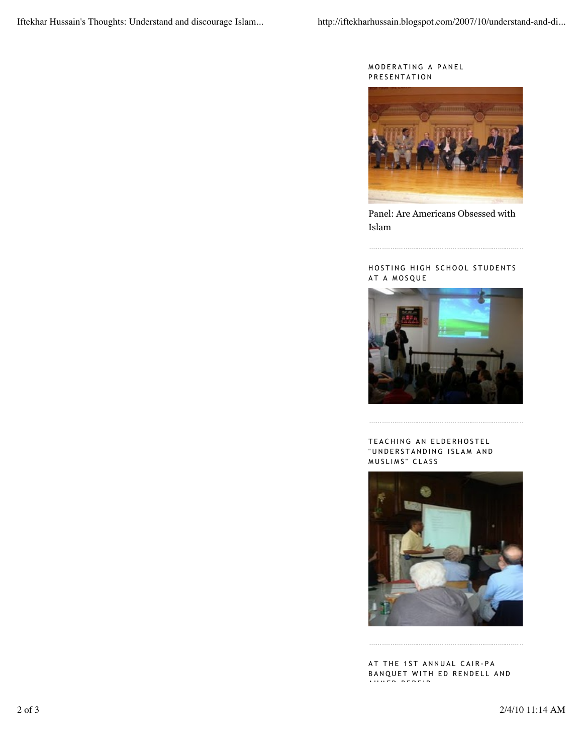MODERATING A PANEL PRESENTATION

Panel: Are Americans Obsessed with Islam

HOSTING HIGH SCHOOL STUDENTS AT A MOSQUE

TEACHING AN ELDERHOSTEL "UNDERSTANDING ISLAM AND MUSLIMS" CLASS

AT THE 1ST ANNUAL CAIR-PA BANQUET WITH ED RENDELL AND